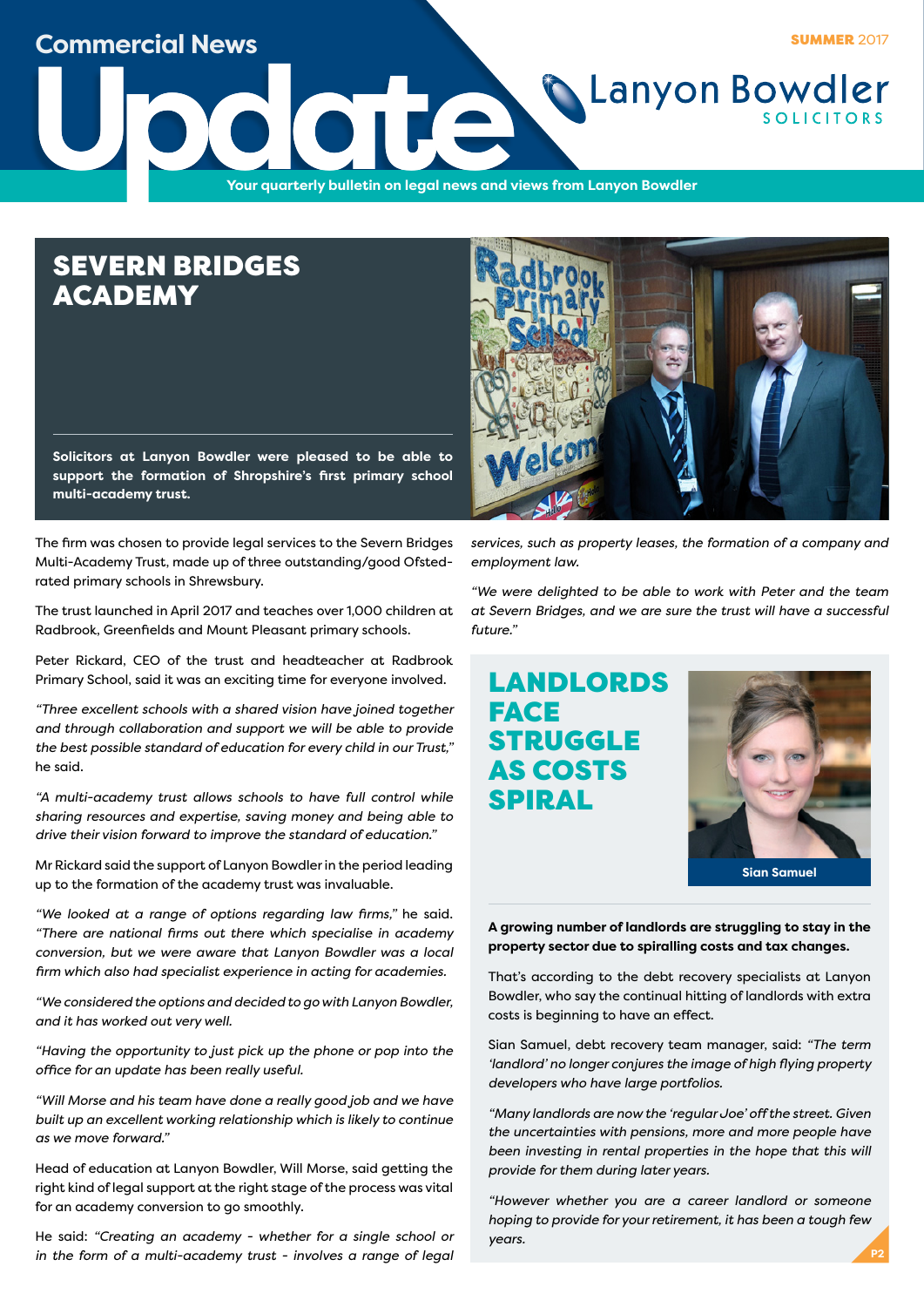Commercial News

# Update

**SUMMER** 2017

Lanyon Bowdler SOLICITORS

Your quarterly bulletin on legal news and views from Lanyon Bowdler

## SEVERN BRIDGES ACADEMY

**Solicitors at Lanyon Bowdler were pleased to be able to support the formation of Shropshire's first primary school multi-academy trust.**

The firm was chosen to provide legal services to the Severn Bridges Multi-Academy Trust, made up of three outstanding/good Ofsted-rated primary schools in Shrewsbury.

The trust launched in April 2017 and teaches over 1,000 children at Radbrook, Greenfields and Mount Pleasant primary schools.

Peter Rickard, CEO of the trust and headteacher at Radbrook Primary School, said it was an exciting time for everyone involved.

*"Three excellent schools with a shared vision have joined together and through collaboration and support we will be able to provide the best possible standard of education for every child in our Trust,"* he said.

*"A multi-academy trust allows schools to have full control while sharing resources and expertise, saving money and being able to drive their vision forward to improve the standard of education."*

Mr Rickard said the support of Lanyon Bowdler in the period leading up to the formation of the academy trust was invaluable.

*"We looked at a range of options regarding law firms,"* he said. *"There are national firms out there which specialise in academy conversion, but we were aware that Lanyon Bowdler was a local firm which also had specialist experience in acting for academies.*

*"We considered the options and decided to go with Lanyon Bowdler, and it has worked out very well.*

*"Having the opportunity to just pick up the phone or pop into the office for an update has been really useful.*

*"Will Morse and his team have done a really good job and we have built up an excellent working relationship which is likely to continue as we move forward."*

Head of education at Lanyon Bowdler, Will Morse, said getting the right kind of legal support at the right stage of the process was vital for an academy conversion to go smoothly.

He said: *"Creating an academy - whether for a single school or in the form of a multi-academy trust - involves a range of legal services, such as property leases, the formation of a company and employment law.*

*"We were delighted to be able to work with Peter and the team at Severn Bridges, and we are sure the trust will have a successful future."*

## LANDLORDS FACE STRUGGLE AS COSTS SPIRAL

Sian Samuel

**A growing number of landlords are struggling to stay in the property sector due to spiralling costs and tax changes.**

That's according to the debt recovery specialists at Lanyon Bowdler, who say the continual hitting of landlords with extra costs is beginning to have an effect.

Sian Samuel, debt recovery team manager, said: *"The term 'landlord' no longer conjures the image of high flying property developers who have large portfolios.*

*"Many landlords are now the 'regular Joe' off the street. Given the uncertainties with pensions, more and more people have been investing in rental properties in the hope that this will provide for them during later years.*

*"However whether you are a career landlord or someone hoping to provide for your retirement, it has been a tough few years.*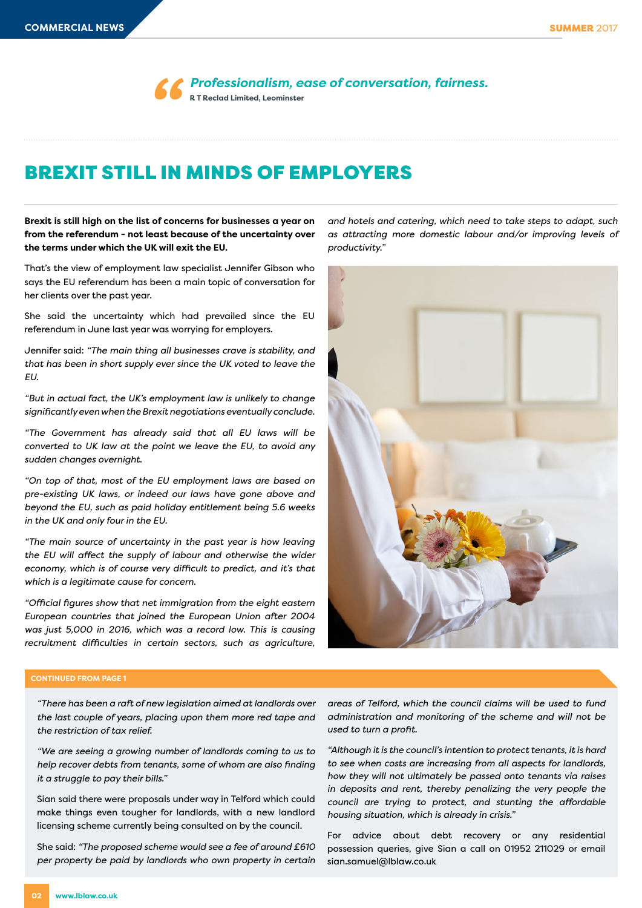> *Professionalism, ease of conversation, fairness.*
> **R T Reclad Limited, Leominster**

# BREXIT STILL IN MINDS OF EMPLOYERS

**Brexit is still high on the list of concerns for businesses a year on from the referendum - not least because of the uncertainty over the terms under which the UK will exit the EU.**

That's the view of employment law specialist Jennifer Gibson who says the EU referendum has been a main topic of conversation for her clients over the past year.

She said the uncertainty which had prevailed since the EU referendum in June last year was worrying for employers.

Jennifer said: *"The main thing all businesses crave is stability, and that has been in short supply ever since the UK voted to leave the EU.*

*"But in actual fact, the UK's employment law is unlikely to change significantly even when the Brexit negotiations eventually conclude.*

*"The Government has already said that all EU laws will be converted to UK law at the point we leave the EU, to avoid any sudden changes overnight.*

*"On top of that, most of the EU employment laws are based on pre-existing UK laws, or indeed our laws have gone above and beyond the EU, such as paid holiday entitlement being 5.6 weeks in the UK and only four in the EU.*

*"The main source of uncertainty in the past year is how leaving the EU will affect the supply of labour and otherwise the wider economy, which is of course very difficult to predict, and it's that which is a legitimate cause for concern.*

*"Official figures show that net immigration from the eight eastern European countries that joined the European Union after 2004 was just 5,000 in 2016, which was a record low. This is causing recruitment difficulties in certain sectors, such as agriculture, and hotels and catering, which need to take steps to adapt, such as attracting more domestic labour and/or improving levels of productivity."*

**CONTINUED FROM PAGE 1**

*"There has been a raft of new legislation aimed at landlords over the last couple of years, placing upon them more red tape and the restriction of tax relief.*

*"We are seeing a growing number of landlords coming to us to help recover debts from tenants, some of whom are also finding it a struggle to pay their bills."*

Sian said there were proposals under way in Telford which could make things even tougher for landlords, with a new landlord licensing scheme currently being consulted on by the council.

She said: *"The proposed scheme would see a fee of around £610 per property be paid by landlords who own property in certain areas of Telford, which the council claims will be used to fund administration and monitoring of the scheme and will not be used to turn a profit.*

*"Although it is the council's intention to protect tenants, it is hard to see when costs are increasing from all aspects for landlords, how they will not ultimately be passed onto tenants via raises in deposits and rent, thereby penalizing the very people the council are trying to protect, and stunting the affordable housing situation, which is already in crisis."*

For advice about debt recovery or any residential possession queries, give Sian a call on 01952 211029 or email sian.samuel@lblaw.co.uk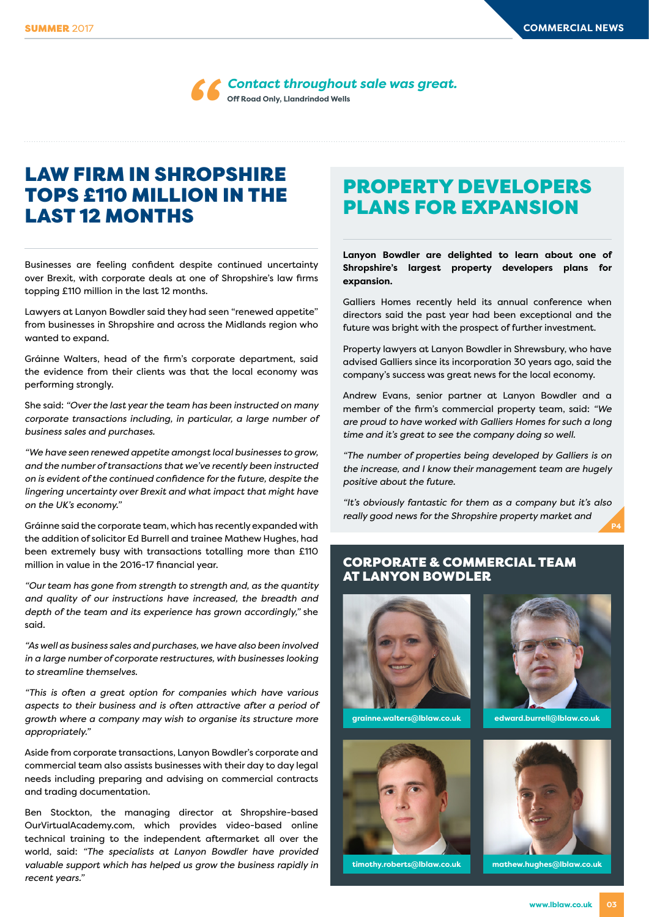> *Contact throughout sale was great.*
> **Off Road Only, Llandrindod Wells**

# LAW FIRM IN SHROPSHIRE TOPS £110 MILLION IN THE LAST 12 MONTHS

Businesses are feeling confident despite continued uncertainty over Brexit, with corporate deals at one of Shropshire's law firms topping £110 million in the last 12 months.

Lawyers at Lanyon Bowdler said they had seen "renewed appetite" from businesses in Shropshire and across the Midlands region who wanted to expand.

Gráinne Walters, head of the firm's corporate department, said the evidence from their clients was that the local economy was performing strongly.

She said: *"Over the last year the team has been instructed on many corporate transactions including, in particular, a large number of business sales and purchases.*

*"We have seen renewed appetite amongst local businesses to grow, and the number of transactions that we've recently been instructed on is evident of the continued confidence for the future, despite the lingering uncertainty over Brexit and what impact that might have on the UK's economy."*

Gráinne said the corporate team, which has recently expanded with the addition of solicitor Ed Burrell and trainee Mathew Hughes, had been extremely busy with transactions totalling more than £110 million in value in the 2016-17 financial year.

*"Our team has gone from strength to strength and, as the quantity and quality of our instructions have increased, the breadth and depth of the team and its experience has grown accordingly,"* she said.

*"As well as business sales and purchases, we have also been involved in a large number of corporate restructures, with businesses looking to streamline themselves.*

*"This is often a great option for companies which have various aspects to their business and is often attractive after a period of growth where a company may wish to organise its structure more appropriately."*

Aside from corporate transactions, Lanyon Bowdler's corporate and commercial team also assists businesses with their day to day legal needs including preparing and advising on commercial contracts and trading documentation.

Ben Stockton, the managing director at Shropshire-based OurVirtualAcademy.com, which provides video-based online technical training to the independent aftermarket all over the world, said: *"The specialists at Lanyon Bowdler have provided valuable support which has helped us grow the business rapidly in recent years."*

# PROPERTY DEVELOPERS PLANS FOR EXPANSION

**Lanyon Bowdler are delighted to learn about one of Shropshire's largest property developers plans for expansion.**

Galliers Homes recently held its annual conference when directors said the past year had been exceptional and the future was bright with the prospect of further investment.

Property lawyers at Lanyon Bowdler in Shrewsbury, who have advised Galliers since its incorporation 30 years ago, said the company's success was great news for the local economy.

Andrew Evans, senior partner at Lanyon Bowdler and a member of the firm's commercial property team, said: *"We are proud to have worked with Galliers Homes for such a long time and it's great to see the company doing so well.*

*"The number of properties being developed by Galliers is on the increase, and I know their management team are hugely positive about the future.*

*"It's obviously fantastic for them as a company but it's also really good news for the Shropshire property market and*

P4

## CORPORATE & COMMERCIAL TEAM AT LANYON BOWDLER

grainne.walters@lblaw.co.uk

edward.burrell@lblaw.co.uk

timothy.roberts@lblaw.co.uk

mathew.hughes@lblaw.co.uk

www.lblaw.co.uk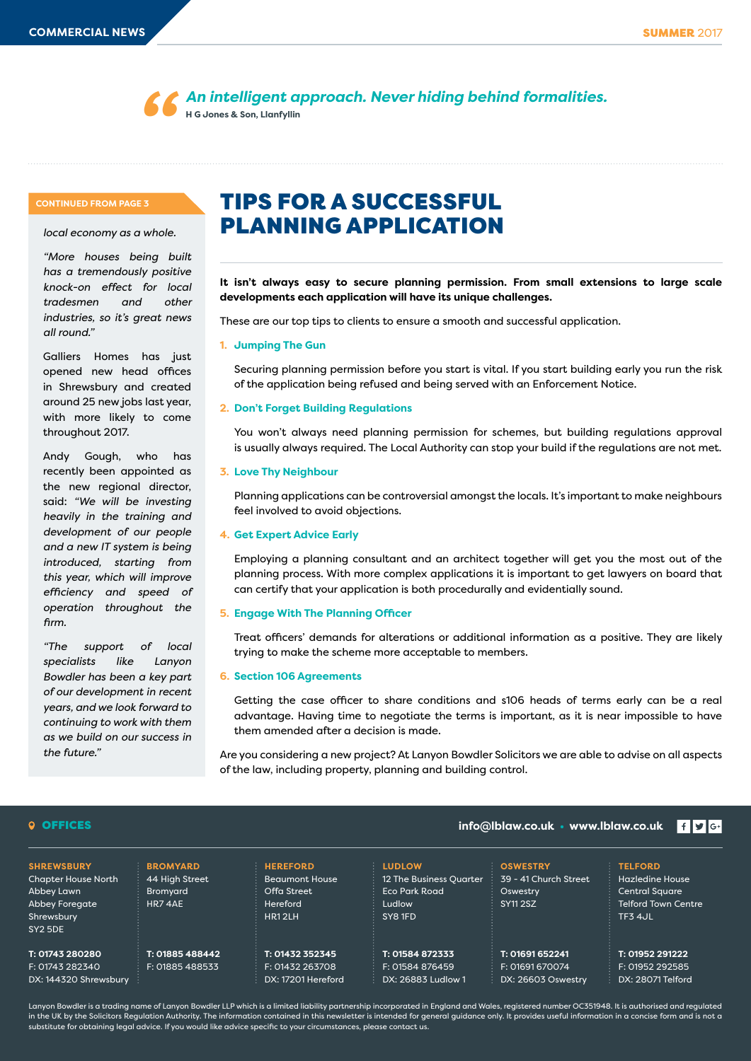> *An intelligent approach. Never hiding behind formalities.*
> **H G Jones & Son, Llanfyllin**

**CONTINUED FROM PAGE 3**

*local economy as a whole.*

*"More houses being built has a tremendously positive knock-on effect for local tradesmen and other industries, so it's great news all round."*

Galliers Homes has just opened new head offices in Shrewsbury and created around 25 new jobs last year, with more likely to come throughout 2017.

Andy Gough, who has recently been appointed as the new regional director, said: *"We will be investing heavily in the training and development of our people and a new IT system is being introduced, starting from this year, which will improve efficiency and speed of operation throughout the firm.*

*"The support of local specialists like Lanyon Bowdler has been a key part of our development in recent years, and we look forward to continuing to work with them as we build on our success in the future."*

# TIPS FOR A SUCCESSFUL PLANNING APPLICATION

**It isn't always easy to secure planning permission. From small extensions to large scale developments each application will have its unique challenges.**

These are our top tips to clients to ensure a smooth and successful application.

1. **Jumping The Gun**

   Securing planning permission before you start is vital. If you start building early you run the risk of the application being refused and being served with an Enforcement Notice.

2. **Don't Forget Building Regulations**

   You won't always need planning permission for schemes, but building regulations approval is usually always required. The Local Authority can stop your build if the regulations are not met.

3. **Love Thy Neighbour**

   Planning applications can be controversial amongst the locals. It's important to make neighbours feel involved to avoid objections.

4. **Get Expert Advice Early**

   Employing a planning consultant and an architect together will get you the most out of the planning process. With more complex applications it is important to get lawyers on board that can certify that your application is both procedurally and evidentially sound.

5. **Engage With The Planning Officer**

   Treat officers' demands for alterations or additional information as a positive. They are likely trying to make the scheme more acceptable to members.

6. **Section 106 Agreements**

   Getting the case officer to share conditions and s106 heads of terms early can be a real advantage. Having time to negotiate the terms is important, as it is near impossible to have them amended after a decision is made.

Are you considering a new project? At Lanyon Bowdler Solicitors we are able to advise on all aspects of the law, including property, planning and building control.

## OFFICES

info@lblaw.co.uk • www.lblaw.co.uk

**SHREWSBURY**
Chapter House North
Abbey Lawn
Abbey Foregate
Shrewsbury
SY2 5DE
**T: 01743 280280**
F: 01743 282340
DX: 144320 Shrewsbury

**BROMYARD**
44 High Street
Bromyard
HR7 4AE
**T: 01885 488442**
F: 01885 488533

**HEREFORD**
Beaumont House
Offa Street
Hereford
HR1 2LH
**T: 01432 352345**
F: 01432 263708
DX: 17201 Hereford

**LUDLOW**
12 The Business Quarter
Eco Park Road
Ludlow
SY8 1FD
**T: 01584 872333**
F: 01584 876459
DX: 26883 Ludlow 1

**OSWESTRY**
39 - 41 Church Street
Oswestry
SY11 2SZ
**T: 01691 652241**
F: 01691 670074
DX: 26603 Oswestry

**TELFORD**
Hazledine House
Central Square
Telford Town Centre
TF3 4JL
**T: 01952 291222**
F: 01952 292585
DX: 28071 Telford

Lanyon Bowdler is a trading name of Lanyon Bowdler LLP which is a limited liability partnership incorporated in England and Wales, registered number OC351948. It is authorised and regulated in the UK by the Solicitors Regulation Authority. The information contained in this newsletter is intended for general guidance only. It provides useful information in a concise form and is not a substitute for obtaining legal advice. If you would like advice specific to your circumstances, please contact us.